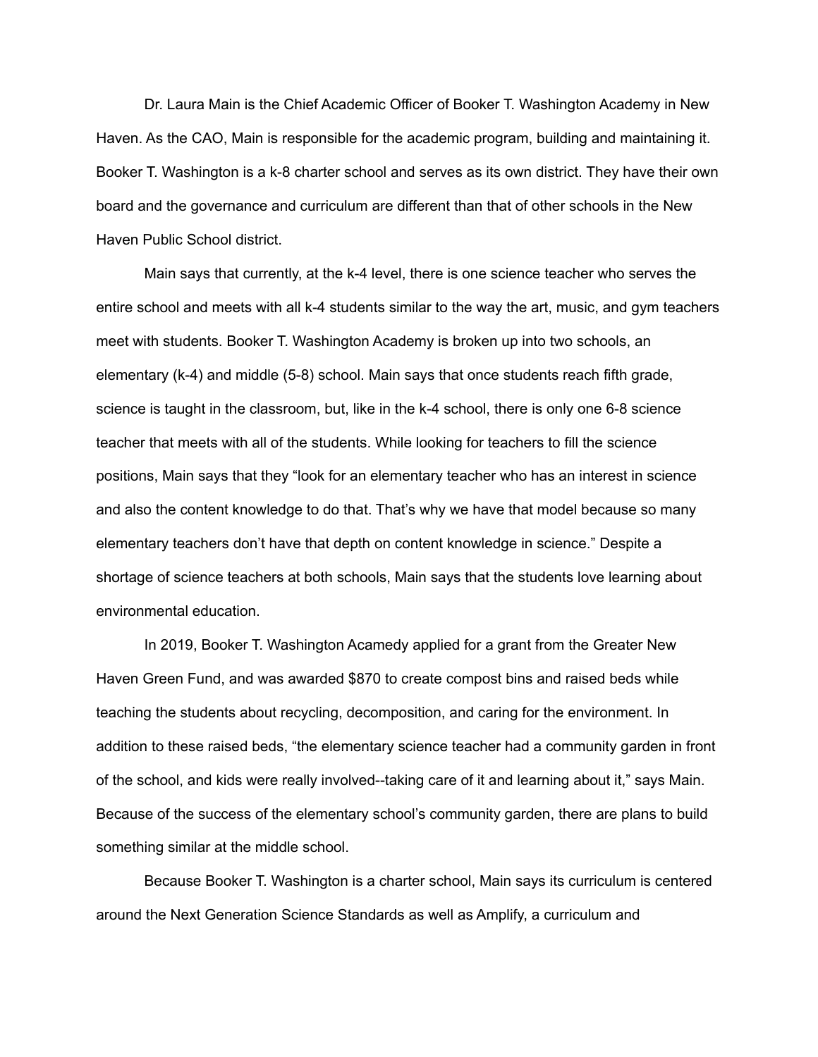Dr. Laura Main is the Chief Academic Officer of Booker T. Washington Academy in New Haven. As the CAO, Main is responsible for the academic program, building and maintaining it. Booker T. Washington is a k-8 charter school and serves as its own district. They have their own board and the governance and curriculum are different than that of other schools in the New Haven Public School district.

Main says that currently, at the k-4 level, there is one science teacher who serves the entire school and meets with all k-4 students similar to the way the art, music, and gym teachers meet with students. Booker T. Washington Academy is broken up into two schools, an elementary (k-4) and middle (5-8) school. Main says that once students reach fifth grade, science is taught in the classroom, but, like in the k-4 school, there is only one 6-8 science teacher that meets with all of the students. While looking for teachers to fill the science positions, Main says that they "look for an elementary teacher who has an interest in science and also the content knowledge to do that. That's why we have that model because so many elementary teachers don't have that depth on content knowledge in science." Despite a shortage of science teachers at both schools, Main says that the students love learning about environmental education.

In 2019, Booker T. Washington Acamedy applied for a grant from the Greater New Haven Green Fund, and was awarded $870 to create compost bins and raised beds while teaching the students about recycling, decomposition, and caring for the environment. In addition to these raised beds, "the elementary science teacher had a community garden in front of the school, and kids were really involved--taking care of it and learning about it," says Main. Because of the success of the elementary school's community garden, there are plans to build something similar at the middle school.

Because Booker T. Washington is a charter school, Main says its curriculum is centered around the Next Generation Science Standards as well as Amplify, a curriculum and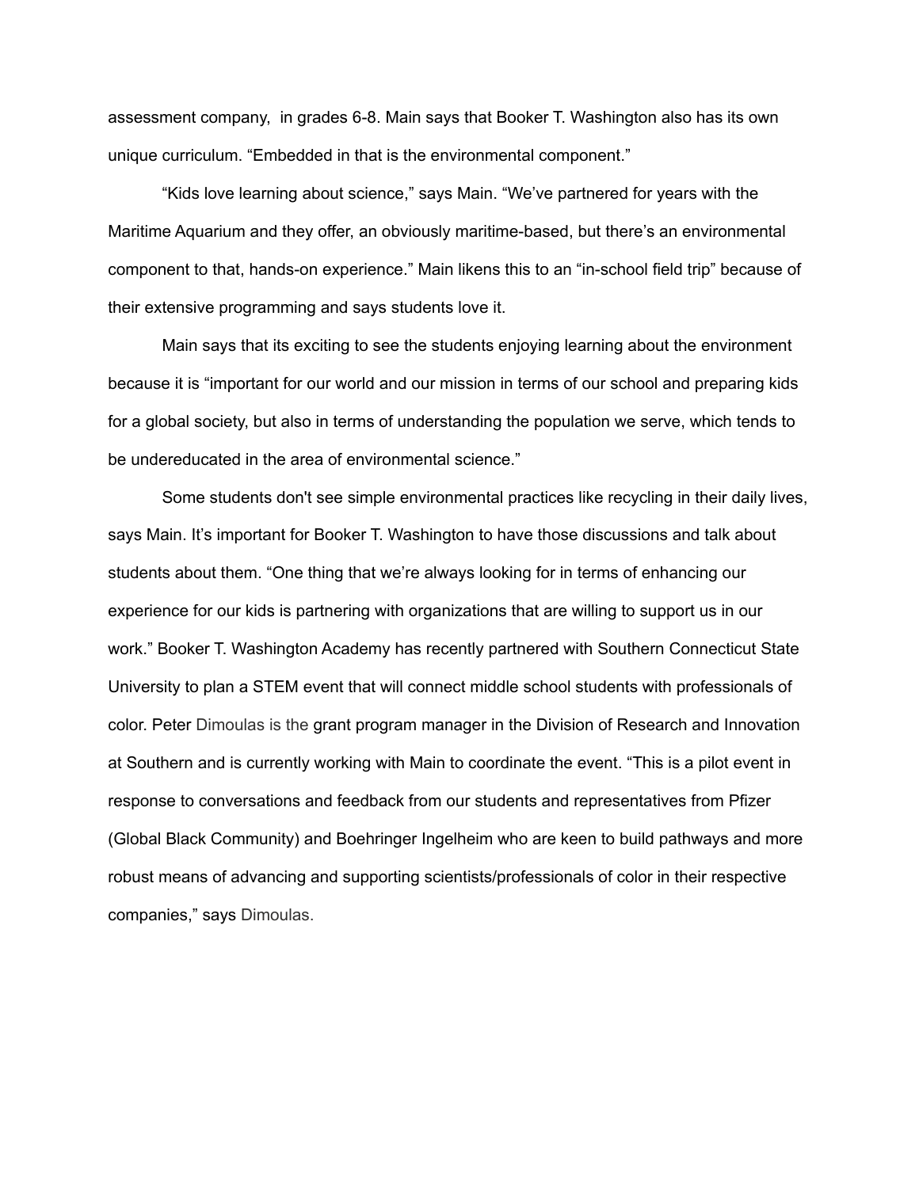assessment company,  in grades 6-8. Main says that Booker T. Washington also has its own unique curriculum. “Embedded in that is the environmental component.”

“Kids love learning about science,” says Main. “We’ve partnered for years with the Maritime Aquarium and they offer, an obviously maritime-based, but there’s an environmental component to that, hands-on experience.” Main likens this to an “in-school field trip” because of their extensive programming and says students love it.

Main says that its exciting to see the students enjoying learning about the environment because it is “important for our world and our mission in terms of our school and preparing kids for a global society, but also in terms of understanding the population we serve, which tends to be undereducated in the area of environmental science.”

Some students don't see simple environmental practices like recycling in their daily lives, says Main. It’s important for Booker T. Washington to have those discussions and talk about students about them. “One thing that we’re always looking for in terms of enhancing our experience for our kids is partnering with organizations that are willing to support us in our work.” Booker T. Washington Academy has recently partnered with Southern Connecticut State University to plan a STEM event that will connect middle school students with professionals of color. Peter Dimoulas is the grant program manager in the Division of Research and Innovation at Southern and is currently working with Main to coordinate the event. “This is a pilot event in response to conversations and feedback from our students and representatives from Pfizer (Global Black Community) and Boehringer Ingelheim who are keen to build pathways and more robust means of advancing and supporting scientists/professionals of color in their respective companies,” says Dimoulas.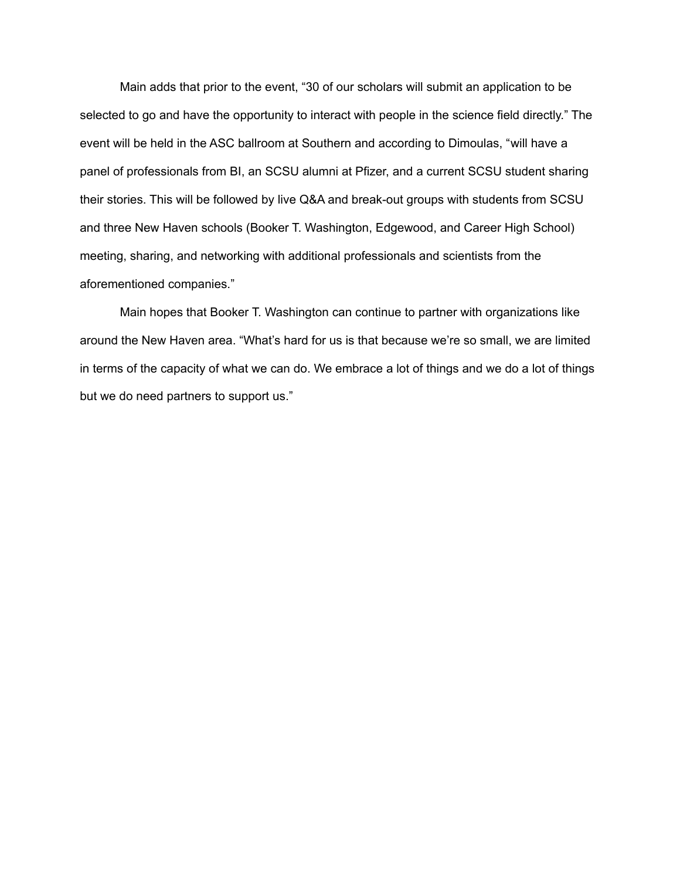Main adds that prior to the event, "30 of our scholars will submit an application to be selected to go and have the opportunity to interact with people in the science field directly." The event will be held in the ASC ballroom at Southern and according to Dimoulas, "will have a panel of professionals from BI, an SCSU alumni at Pfizer, and a current SCSU student sharing their stories. This will be followed by live Q&A and break-out groups with students from SCSU and three New Haven schools (Booker T. Washington, Edgewood, and Career High School) meeting, sharing, and networking with additional professionals and scientists from the aforementioned companies."

Main hopes that Booker T. Washington can continue to partner with organizations like around the New Haven area. "What's hard for us is that because we're so small, we are limited in terms of the capacity of what we can do. We embrace a lot of things and we do a lot of things but we do need partners to support us."